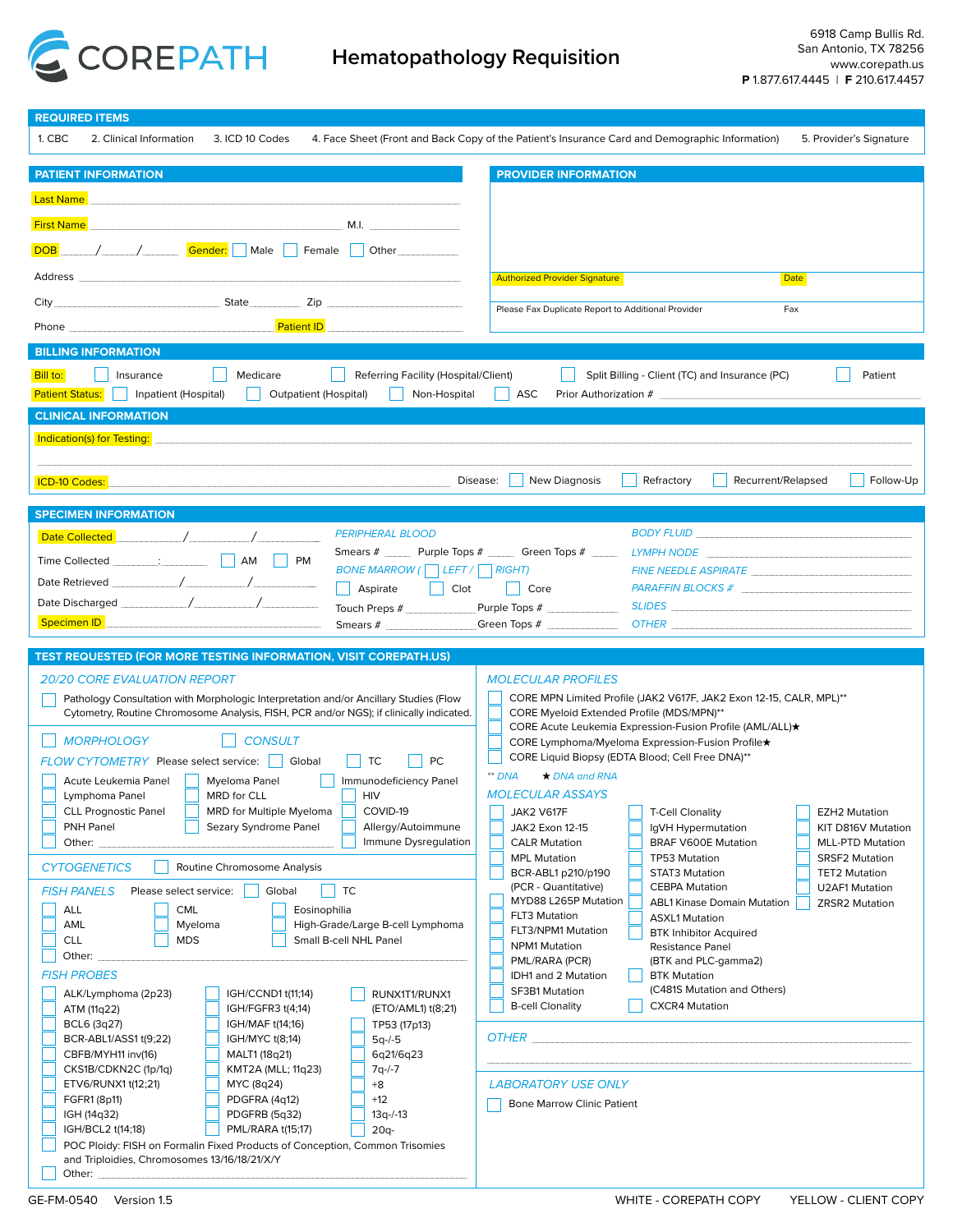# COREPATH

## Hematopathology Requisition

6918 Camp Bullis Rd.
San Antonio, TX 78256
www.corepath.us
**P** 1.877.617.4445 | **F** 210.617.4457

## REQUIRED ITEMS

1. CBC  2. Clinical Information  3. ICD 10 Codes  4. Face Sheet (Front and Back Copy of the Patient's Insurance Card and Demographic Information)  5. Provider's Signature

## PATIENT INFORMATION

Last Name ____________________

First Name ____________________ M.I. __________

DOB ____/____/____ Gender: ☐ Male ☐ Female ☐ Other ________

Address ____________________

City ____________ State ________ Zip ____________

Phone ____________ Patient ID ____________

## PROVIDER INFORMATION

Authorized Provider Signature ____________ Date ________

Please Fax Duplicate Report to Additional Provider ____________ Fax ________

## BILLING INFORMATION

Bill to: ☐ Insurance ☐ Medicare ☐ Referring Facility (Hospital/Client) ☐ Split Billing - Client (TC) and Insurance (PC) ☐ Patient

Patient Status: ☐ Inpatient (Hospital) ☐ Outpatient (Hospital) ☐ Non-Hospital ☐ ASC Prior Authorization # ____________

## CLINICAL INFORMATION

Indication(s) for Testing: ____________________

ICD-10 Codes: ____________________ Disease: ☐ New Diagnosis ☐ Refractory ☐ Recurrent/Relapsed ☐ Follow-Up

## SPECIMEN INFORMATION

Date Collected ______/______/______

Time Collected ______:______ ☐ AM ☐ PM

Date Retrieved ______/______/______

Date Discharged ______/______/______

Specimen ID ____________

*PERIPHERAL BLOOD*
Smears # ____ Purple Tops # ____ Green Tops # ____

*BONE MARROW ( ☐ LEFT / ☐ RIGHT)*
☐ Aspirate ☐ Clot ☐ Core
Touch Preps # ________ Purple Tops # ________
Smears # ________ Green Tops # ________

*BODY FLUID* ____________
*LYMPH NODE* ____________
*FINE NEEDLE ASPIRATE* ____________
*PARAFFIN BLOCKS #* ____________
*SLIDES* ____________
*OTHER* ____________

## TEST REQUESTED (FOR MORE TESTING INFORMATION, VISIT COREPATH.US)

### *20/20 CORE EVALUATION REPORT*

☐ Pathology Consultation with Morphologic Interpretation and/or Ancillary Studies (Flow Cytometry, Routine Chromosome Analysis, FISH, PCR and/or NGS); if clinically indicated.

☐ *MORPHOLOGY* ☐ *CONSULT*

### *FLOW CYTOMETRY*

Please select service: ☐ Global ☐ TC ☐ PC

- ☐ Acute Leukemia Panel
- ☐ Lymphoma Panel
- ☐ CLL Prognostic Panel
- ☐ PNH Panel
- ☐ Other: ____________
- ☐ Myeloma Panel
- ☐ MRD for CLL
- ☐ MRD for Multiple Myeloma
- ☐ Sezary Syndrome Panel
- ☐ Immunodeficiency Panel
- ☐ HIV
- ☐ COVID-19
- ☐ Allergy/Autoimmune
- ☐ Immune Dysregulation

### *CYTOGENETICS*

☐ Routine Chromosome Analysis

### *FISH PANELS*

Please select service: ☐ Global ☐ TC

- ☐ ALL
- ☐ AML
- ☐ CLL
- ☐ Other: ____________
- ☐ CML
- ☐ Myeloma
- ☐ MDS
- ☐ Eosinophilia
- ☐ High-Grade/Large B-cell Lymphoma
- ☐ Small B-cell NHL Panel

### *FISH PROBES*

- ☐ ALK/Lymphoma (2p23)
- ☐ ATM (11q22)
- ☐ BCL6 (3q27)
- ☐ BCR-ABL1/ASS1 t(9;22)
- ☐ CBFB/MYH11 inv(16)
- ☐ CKS1B/CDKN2C (1p/1q)
- ☐ ETV6/RUNX1 t(12;21)
- ☐ FGFR1 (8p11)
- ☐ IGH (14q32)
- ☐ IGH/BCL2 t(14;18)
- ☐ IGH/CCND1 t(11;14)
- ☐ IGH/FGFR3 t(4;14)
- ☐ IGH/MAF t(14;16)
- ☐ IGH/MYC t(8;14)
- ☐ MALT1 (18q21)
- ☐ KMT2A (MLL; 11q23)
- ☐ MYC (8q24)
- ☐ PDGFRA (4q12)
- ☐ PDGFRB (5q32)
- ☐ PML/RARA t(15;17)
- ☐ RUNX1T1/RUNX1 (ETO/AML1) t(8;21)
- ☐ TP53 (17p13)
- ☐ 5q-/-5
- ☐ 6q21/6q23
- ☐ 7q-/-7
- ☐ +8
- ☐ +12
- ☐ 13q-/-13
- ☐ 20q-
- ☐ POC Ploidy: FISH on Formalin Fixed Products of Conception, Common Trisomies and Triploidies, Chromosomes 13/16/18/21/X/Y
- ☐ Other: ____________

### *MOLECULAR PROFILES*

- ☐ CORE MPN Limited Profile (JAK2 V617F, JAK2 Exon 12-15, CALR, MPL)**
- ☐ CORE Myeloid Extended Profile (MDS/MPN)**
- ☐ CORE Acute Leukemia Expression-Fusion Profile (AML/ALL)★
- ☐ CORE Lymphoma/Myeloma Expression-Fusion Profile★
- ☐ CORE Liquid Biopsy (EDTA Blood; Cell Free DNA)**

*** DNA ★ DNA and RNA*

### *MOLECULAR ASSAYS*

- ☐ JAK2 V617F
- ☐ JAK2 Exon 12-15
- ☐ CALR Mutation
- ☐ MPL Mutation
- ☐ BCR-ABL1 p210/p190 (PCR - Quantitative)
- ☐ MYD88 L265P Mutation
- ☐ FLT3 Mutation
- ☐ FLT3/NPM1 Mutation
- ☐ NPM1 Mutation
- ☐ PML/RARA (PCR)
- ☐ IDH1 and 2 Mutation
- ☐ SF3B1 Mutation
- ☐ B-cell Clonality
- ☐ T-Cell Clonality
- ☐ IgVH Hypermutation
- ☐ BRAF V600E Mutation
- ☐ TP53 Mutation
- ☐ STAT3 Mutation
- ☐ CEBPA Mutation
- ☐ ABL1 Kinase Domain Mutation
- ☐ ASXL1 Mutation
- ☐ BTK Inhibitor Acquired Resistance Panel (BTK and PLC-gamma2)
- ☐ BTK Mutation (C481S Mutation and Others)
- ☐ CXCR4 Mutation
- ☐ EZH2 Mutation
- ☐ KIT D816V Mutation
- ☐ MLL-PTD Mutation
- ☐ SRSF2 Mutation
- ☐ TET2 Mutation
- ☐ U2AF1 Mutation
- ☐ ZRSR2 Mutation

### *OTHER* ____________

### *LABORATORY USE ONLY*

☐ Bone Marrow Clinic Patient

GE-FM-0540 Version 1.5 WHITE - COREPATH COPY YELLOW - CLIENT COPY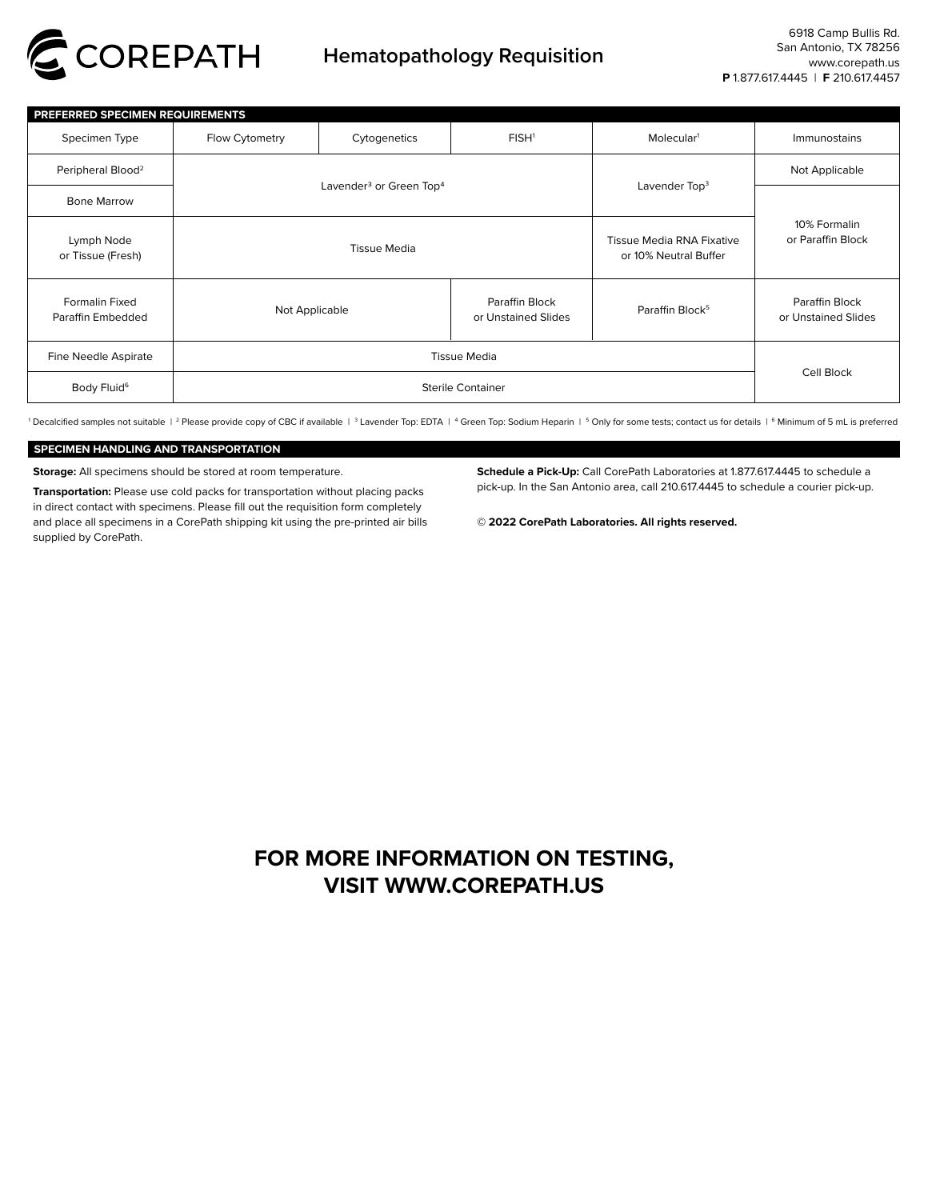# COREPATH

## Hematopathology Requisition

6918 Camp Bullis Rd.
San Antonio, TX 78256
www.corepath.us
**P** 1.877.617.4445 | **F** 210.617.4457

### PREFERRED SPECIMEN REQUIREMENTS

| Specimen Type | Flow Cytometry | Cytogenetics | FISH[1] | Molecular[1] | Immunostains |
|---|---|---|---|---|---|
| Peripheral Blood[2] | Lavender[3] or Green Top[4] | | | Lavender Top[3] | Not Applicable |
| Bone Marrow | | | | | 10% Formalin or Paraffin Block |
| Lymph Node or Tissue (Fresh) | Tissue Media | | | Tissue Media RNA Fixative or 10% Neutral Buffer | |
| Formalin Fixed Paraffin Embedded | Not Applicable | | Paraffin Block or Unstained Slides | Paraffin Block[5] | Paraffin Block or Unstained Slides |
| Fine Needle Aspirate | Tissue Media | | | | Cell Block |
| Body Fluid[6] | Sterile Container | | | | |

[1] Decalcified samples not suitable | [2] Please provide copy of CBC if available | [3] Lavender Top: EDTA | [4] Green Top: Sodium Heparin | [5] Only for some tests; contact us for details | [6] Minimum of 5 mL is preferred

### SPECIMEN HANDLING AND TRANSPORTATION

**Storage:** All specimens should be stored at room temperature.

**Transportation:** Please use cold packs for transportation without placing packs in direct contact with specimens. Please fill out the requisition form completely and place all specimens in a CorePath shipping kit using the pre-printed air bills supplied by CorePath.

**Schedule a Pick-Up:** Call CorePath Laboratories at 1.877.617.4445 to schedule a pick-up. In the San Antonio area, call 210.617.4445 to schedule a courier pick-up.

© **2022 CorePath Laboratories. All rights reserved.**

## FOR MORE INFORMATION ON TESTING, VISIT WWW.COREPATH.US